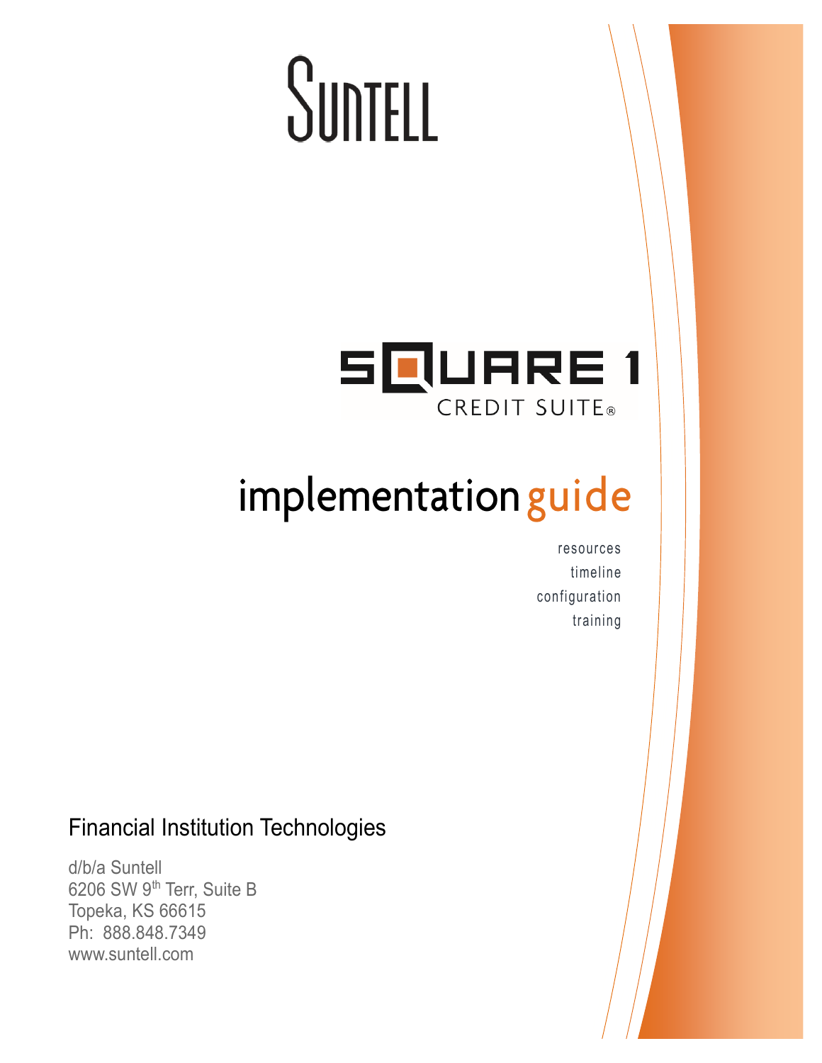# SUNTELL

## SQUARE 1 CREDIT SUITE®

# implementation guide

resources
timeline
configuration
training

Financial Institution Technologies

d/b/a Suntell
6206 SW 9th Terr, Suite B
Topeka, KS 66615
Ph: 888.848.7349
www.suntell.com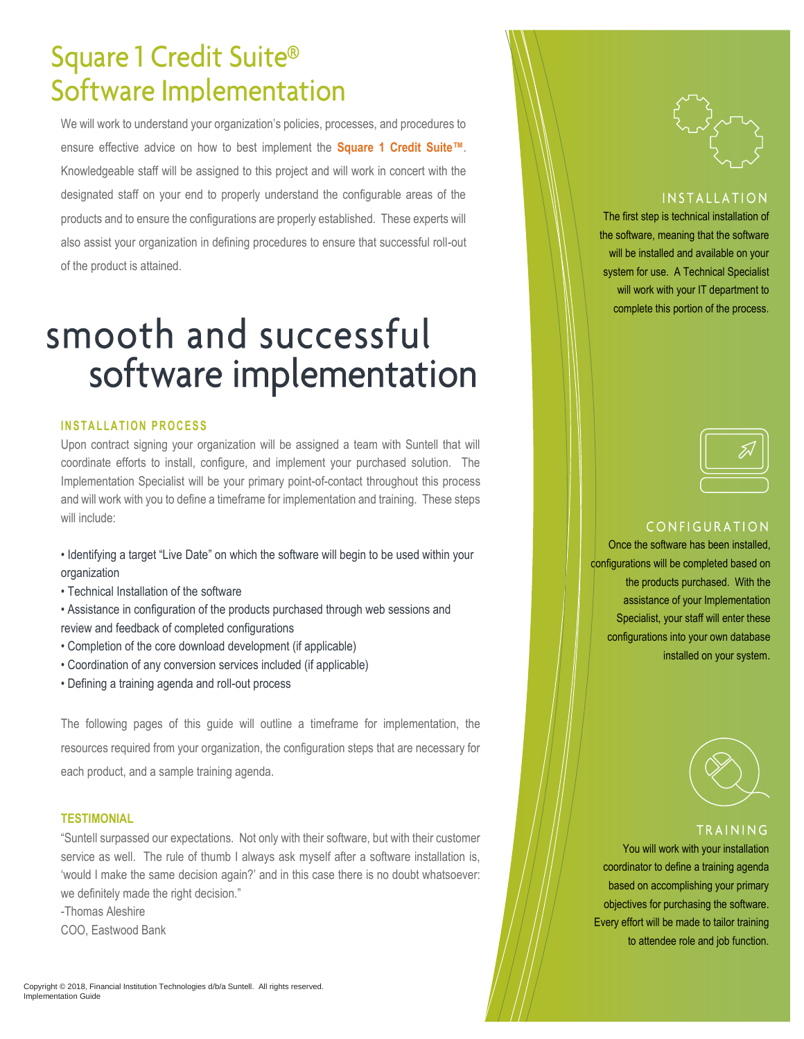# Square 1 Credit Suite® Software Implementation

We will work to understand your organization's policies, processes, and procedures to ensure effective advice on how to best implement the **Square 1 Credit Suite™**. Knowledgeable staff will be assigned to this project and will work in concert with the designated staff on your end to properly understand the configurable areas of the products and to ensure the configurations are properly established. These experts will also assist your organization in defining procedures to ensure that successful roll-out of the product is attained.

## smooth and successful software implementation

### INSTALLATION PROCESS

Upon contract signing your organization will be assigned a team with Suntell that will coordinate efforts to install, configure, and implement your purchased solution. The Implementation Specialist will be your primary point-of-contact throughout this process and will work with you to define a timeframe for implementation and training. These steps will include:

- Identifying a target "Live Date" on which the software will begin to be used within your organization
- Technical Installation of the software
- Assistance in configuration of the products purchased through web sessions and review and feedback of completed configurations
- Completion of the core download development (if applicable)
- Coordination of any conversion services included (if applicable)
- Defining a training agenda and roll-out process

The following pages of this guide will outline a timeframe for implementation, the resources required from your organization, the configuration steps that are necessary for each product, and a sample training agenda.

### TESTIMONIAL

"Suntell surpassed our expectations. Not only with their software, but with their customer service as well. The rule of thumb I always ask myself after a software installation is, 'would I make the same decision again?' and in this case there is no doubt whatsoever: we definitely made the right decision."

-Thomas Aleshire
COO, Eastwood Bank

### INSTALLATION

The first step is technical installation of the software, meaning that the software will be installed and available on your system for use. A Technical Specialist will work with your IT department to complete this portion of the process.

### CONFIGURATION

Once the software has been installed, configurations will be completed based on the products purchased. With the assistance of your Implementation Specialist, your staff will enter these configurations into your own database installed on your system.

### TRAINING

You will work with your installation coordinator to define a training agenda based on accomplishing your primary objectives for purchasing the software. Every effort will be made to tailor training to attendee role and job function.

Copyright © 2018, Financial Institution Technologies d/b/a Suntell. All rights reserved.
Implementation Guide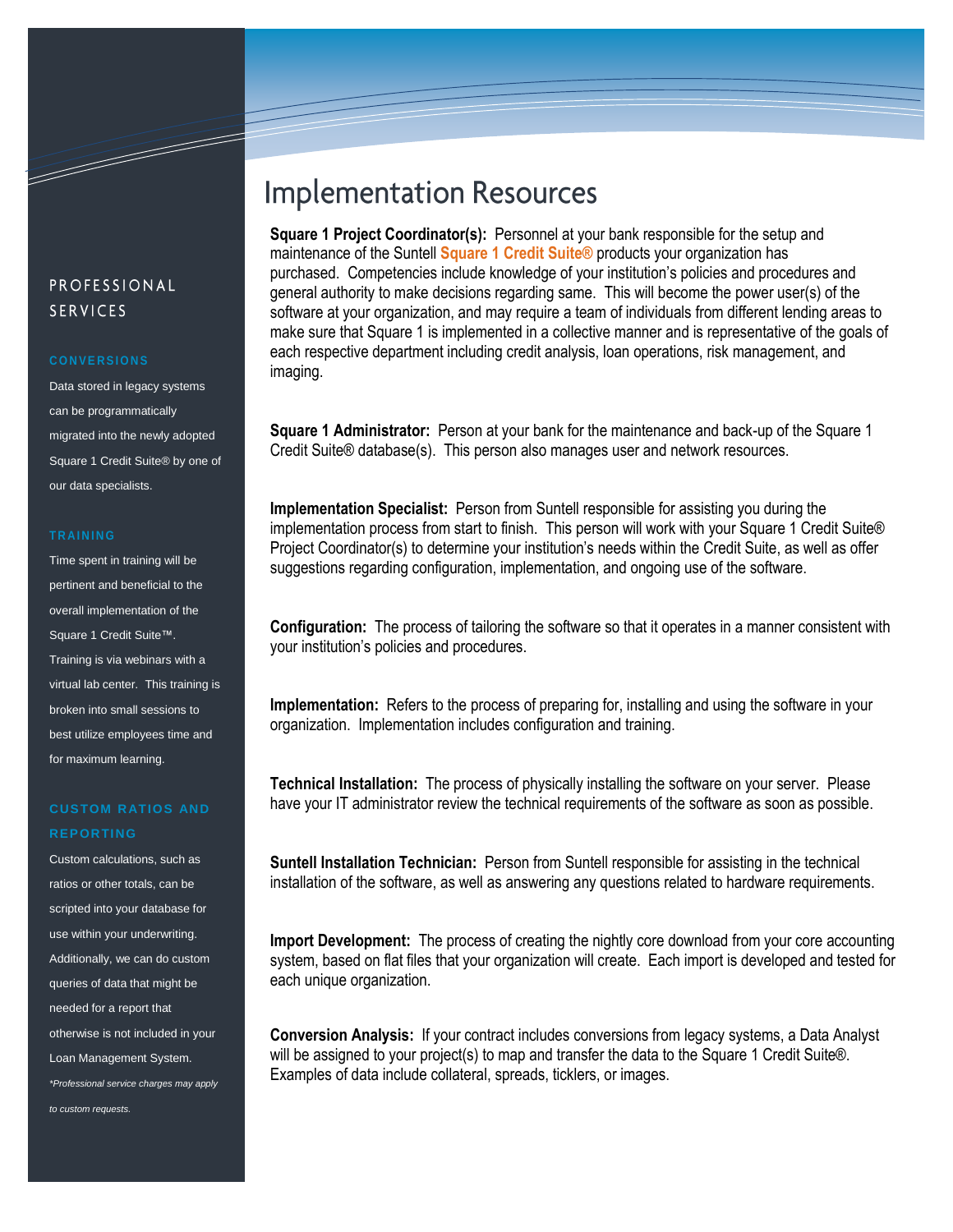# Implementation Resources

**Square 1 Project Coordinator(s):** Personnel at your bank responsible for the setup and maintenance of the Suntell **Square 1 Credit Suite®** products your organization has purchased. Competencies include knowledge of your institution's policies and procedures and general authority to make decisions regarding same. This will become the power user(s) of the software at your organization, and may require a team of individuals from different lending areas to make sure that Square 1 is implemented in a collective manner and is representative of the goals of each respective department including credit analysis, loan operations, risk management, and imaging.

**Square 1 Administrator:** Person at your bank for the maintenance and back-up of the Square 1 Credit Suite® database(s). This person also manages user and network resources.

**Implementation Specialist:** Person from Suntell responsible for assisting you during the implementation process from start to finish. This person will work with your Square 1 Credit Suite® Project Coordinator(s) to determine your institution's needs within the Credit Suite, as well as offer suggestions regarding configuration, implementation, and ongoing use of the software.

**Configuration:** The process of tailoring the software so that it operates in a manner consistent with your institution's policies and procedures.

**Implementation:** Refers to the process of preparing for, installing and using the software in your organization. Implementation includes configuration and training.

**Technical Installation:** The process of physically installing the software on your server. Please have your IT administrator review the technical requirements of the software as soon as possible.

**Suntell Installation Technician:** Person from Suntell responsible for assisting in the technical installation of the software, as well as answering any questions related to hardware requirements.

**Import Development:** The process of creating the nightly core download from your core accounting system, based on flat files that your organization will create. Each import is developed and tested for each unique organization.

**Conversion Analysis:** If your contract includes conversions from legacy systems, a Data Analyst will be assigned to your project(s) to map and transfer the data to the Square 1 Credit Suite®. Examples of data include collateral, spreads, ticklers, or images.

## PROFESSIONAL SERVICES

### CONVERSIONS

Data stored in legacy systems can be programmatically migrated into the newly adopted Square 1 Credit Suite® by one of our data specialists.

### TRAINING

Time spent in training will be pertinent and beneficial to the overall implementation of the Square 1 Credit Suite™. Training is via webinars with a virtual lab center. This training is broken into small sessions to best utilize employees time and for maximum learning.

### CUSTOM RATIOS AND REPORTING

Custom calculations, such as ratios or other totals, can be scripted into your database for use within your underwriting. Additionally, we can do custom queries of data that might be needed for a report that otherwise is not included in your Loan Management System.

*\*Professional service charges may apply to custom requests.*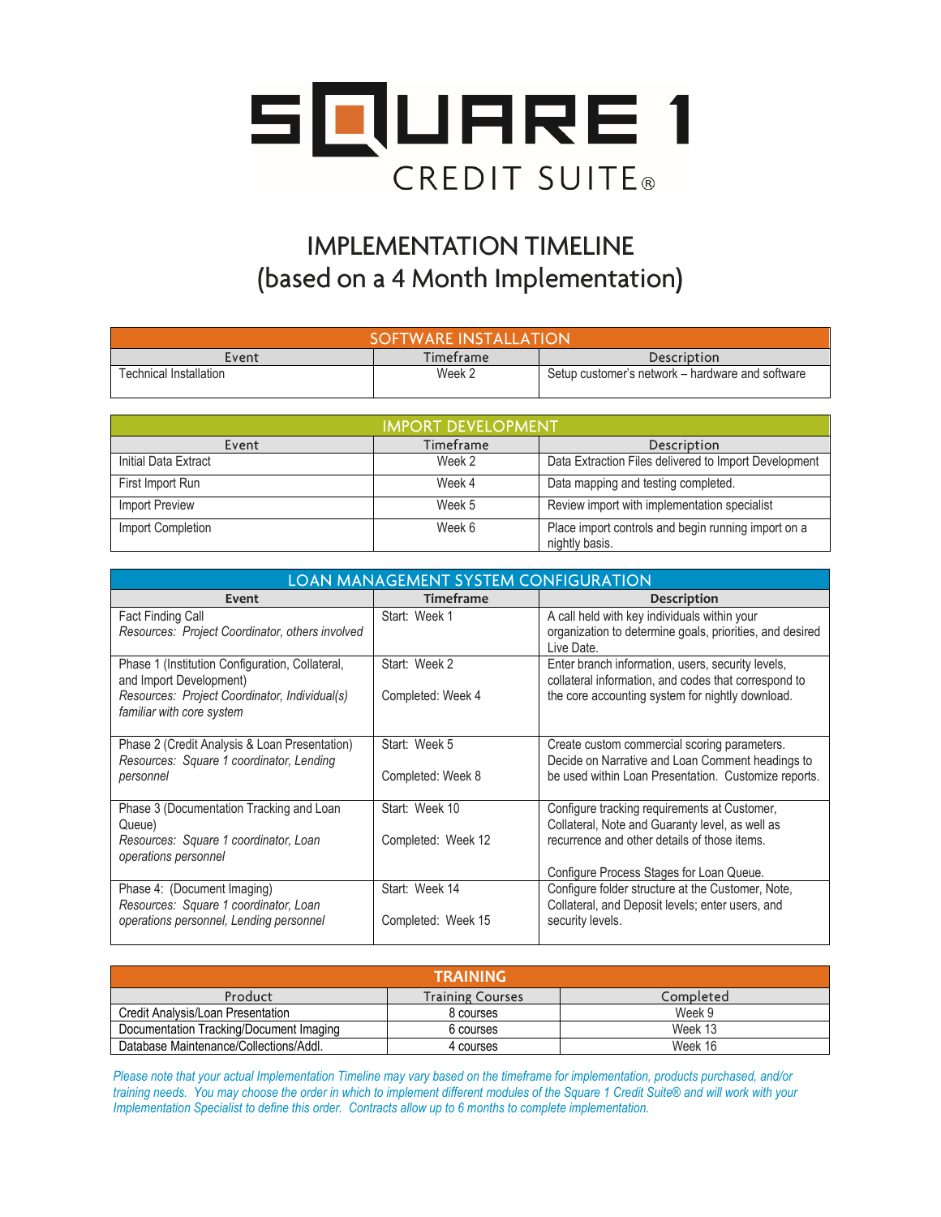# SQUARE 1 CREDIT SUITE®

## IMPLEMENTATION TIMELINE
## (based on a 4 Month Implementation)

| SOFTWARE INSTALLATION | | |
|---|---|---|
| **Event** | **Timeframe** | **Description** |
| Technical Installation | Week 2 | Setup customer's network – hardware and software |

| IMPORT DEVELOPMENT | | |
|---|---|---|
| **Event** | **Timeframe** | **Description** |
| Initial Data Extract | Week 2 | Data Extraction Files delivered to Import Development |
| First Import Run | Week 4 | Data mapping and testing completed. |
| Import Preview | Week 5 | Review import with implementation specialist |
| Import Completion | Week 6 | Place import controls and begin running import on a nightly basis. |

| LOAN MANAGEMENT SYSTEM CONFIGURATION | | |
|---|---|---|
| **Event** | **Timeframe** | **Description** |
| Fact Finding Call<br>*Resources: Project Coordinator, others involved* | Start: Week 1 | A call held with key individuals within your organization to determine goals, priorities, and desired Live Date. |
| Phase 1 (Institution Configuration, Collateral, and Import Development)<br>*Resources: Project Coordinator, Individual(s) familiar with core system* | Start: Week 2<br><br>Completed: Week 4 | Enter branch information, users, security levels, collateral information, and codes that correspond to the core accounting system for nightly download. |
| Phase 2 (Credit Analysis & Loan Presentation)<br>*Resources: Square 1 coordinator, Lending personnel* | Start: Week 5<br><br>Completed: Week 8 | Create custom commercial scoring parameters. Decide on Narrative and Loan Comment headings to be used within Loan Presentation. Customize reports. |
| Phase 3 (Documentation Tracking and Loan Queue)<br>*Resources: Square 1 coordinator, Loan operations personnel* | Start: Week 10<br><br>Completed: Week 12 | Configure tracking requirements at Customer, Collateral, Note and Guaranty level, as well as recurrence and other details of those items.<br><br>Configure Process Stages for Loan Queue. |
| Phase 4: (Document Imaging)<br>*Resources: Square 1 coordinator, Loan operations personnel, Lending personnel* | Start: Week 14<br><br>Completed: Week 15 | Configure folder structure at the Customer, Note, Collateral, and Deposit levels; enter users, and security levels. |

| TRAINING | | |
|---|---|---|
| **Product** | **Training Courses** | **Completed** |
| Credit Analysis/Loan Presentation | 8 courses | Week 9 |
| Documentation Tracking/Document Imaging | 6 courses | Week 13 |
| Database Maintenance/Collections/Addl. | 4 courses | Week 16 |

*Please note that your actual Implementation Timeline may vary based on the timeframe for implementation, products purchased, and/or training needs. You may choose the order in which to implement different modules of the Square 1 Credit Suite® and will work with your Implementation Specialist to define this order. Contracts allow up to 6 months to complete implementation.*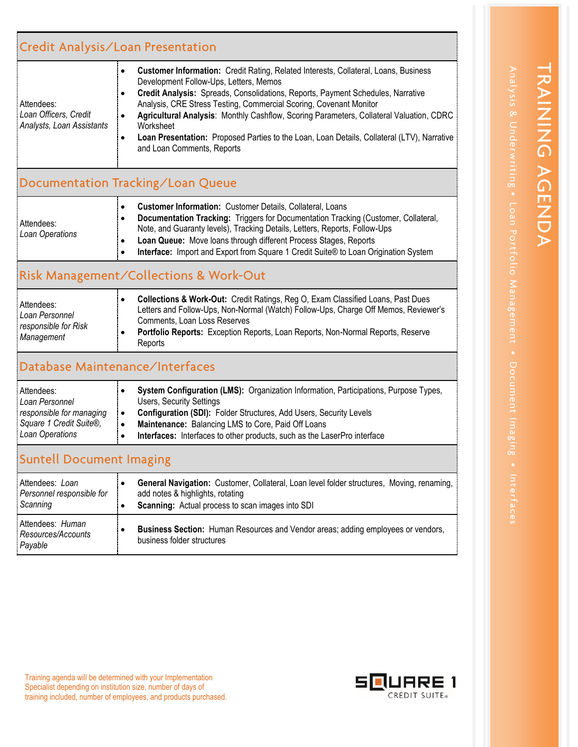# TRAINING AGENDA

Analysis & Underwriting • Loan Portfolio Management • Document Imaging • Interfaces

## Credit Analysis/Loan Presentation

| | |
|---|---|
| Attendees: *Loan Officers, Credit Analysts, Loan Assistants* | • **Customer Information:** Credit Rating, Related Interests, Collateral, Loans, Business Development Follow-Ups, Letters, Memos<br>• **Credit Analysis:** Spreads, Consolidations, Reports, Payment Schedules, Narrative Analysis, CRE Stress Testing, Commercial Scoring, Covenant Monitor<br>• **Agricultural Analysis**: Monthly Cashflow, Scoring Parameters, Collateral Valuation, CDRC Worksheet<br>• **Loan Presentation:** Proposed Parties to the Loan, Loan Details, Collateral (LTV), Narrative and Loan Comments, Reports |

## Documentation Tracking/Loan Queue

| | |
|---|---|
| Attendees: *Loan Operations* | • **Customer Information:** Customer Details, Collateral, Loans<br>• **Documentation Tracking:** Triggers for Documentation Tracking (Customer, Collateral, Note, and Guaranty levels), Tracking Details, Letters, Reports, Follow-Ups<br>• **Loan Queue:** Move loans through different Process Stages, Reports<br>• **Interface:** Import and Export from Square 1 Credit Suite® to Loan Origination System |

## Risk Management/Collections & Work-Out

| | |
|---|---|
| Attendees: *Loan Personnel responsible for Risk Management* | • **Collections & Work-Out:** Credit Ratings, Reg O, Exam Classified Loans, Past Dues Letters and Follow-Ups, Non-Normal (Watch) Follow-Ups, Charge Off Memos, Reviewer's Comments, Loan Loss Reserves<br>• **Portfolio Reports:** Exception Reports, Loan Reports, Non-Normal Reports, Reserve Reports |

## Database Maintenance/Interfaces

| | |
|---|---|
| Attendees: *Loan Personnel responsible for managing Square 1 Credit Suite®, Loan Operations* | • **System Configuration (LMS):** Organization Information, Participations, Purpose Types, Users, Security Settings<br>• **Configuration (SDI):** Folder Structures, Add Users, Security Levels<br>• **Maintenance:** Balancing LMS to Core, Paid Off Loans<br>• **Interfaces:** Interfaces to other products, such as the LaserPro interface |

## Suntell Document Imaging

| | |
|---|---|
| Attendees: *Loan Personnel responsible for Scanning* | • **General Navigation:** Customer, Collateral, Loan level folder structures, Moving, renaming, add notes & highlights, rotating<br>• **Scanning:** Actual process to scan images into SDI |
| Attendees: *Human Resources/Accounts Payable* | • **Business Section:** Human Resources and Vendor areas; adding employees or vendors, business folder structures |

Training agenda will be determined with your Implementation Specialist depending on institution size, number of days of training included, number of employees, and products purchased.

SQUARE 1 CREDIT SUITE®